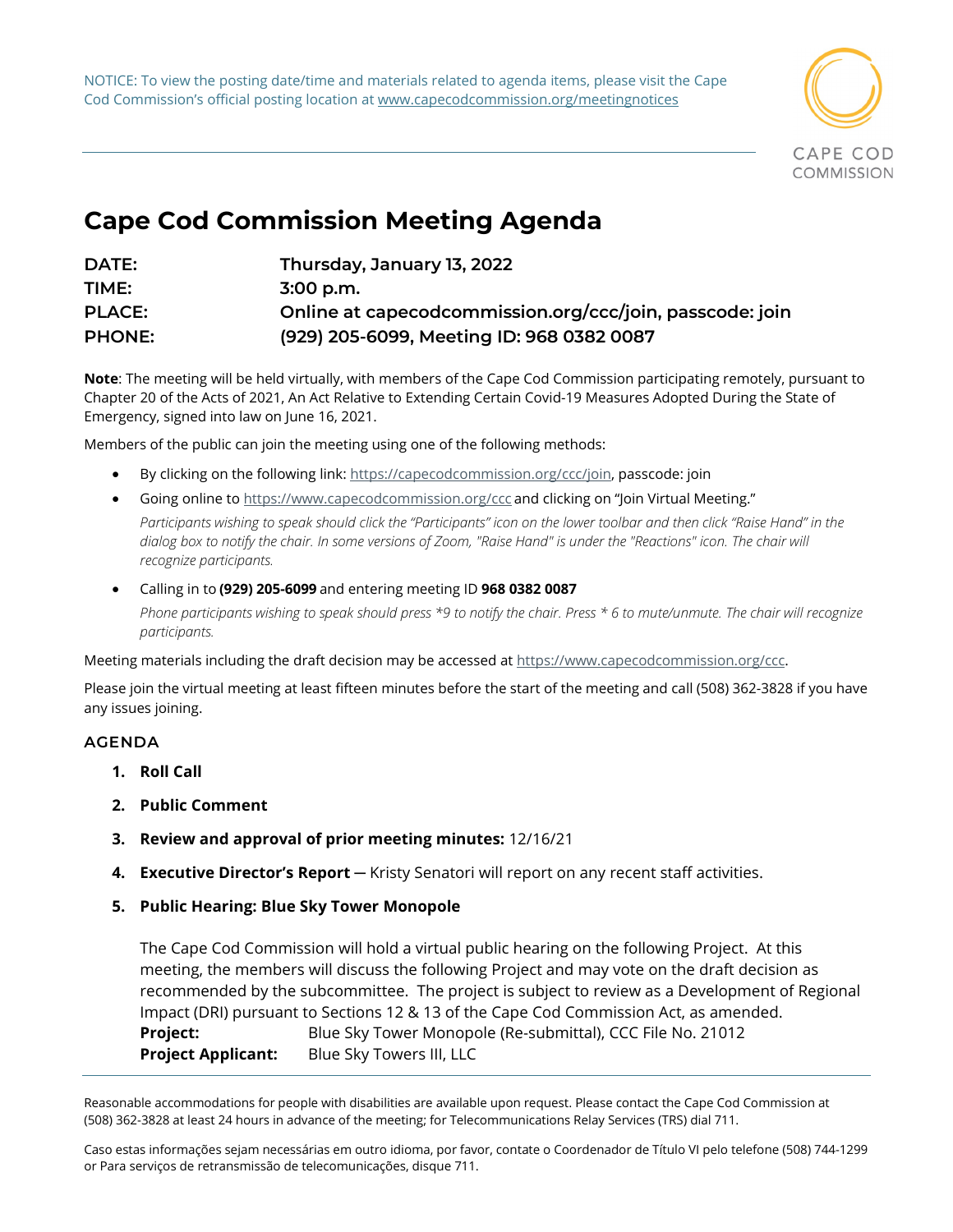NOTICE: To view the posting date/time and materials related to agenda items, please visit the Cape Cod Commission's official posting location at www.capecodcommission.org/meetingnotices

CAPE COD COMMISSION

# Cape Cod Commission Meeting Agenda

**DATE:** Thursday, January 13, 2022
**TIME:** 3:00 p.m.
**PLACE:** Online at capecodcommission.org/ccc/join, passcode: join
**PHONE:** (929) 205-6099, Meeting ID: 968 0382 0087

**Note**: The meeting will be held virtually, with members of the Cape Cod Commission participating remotely, pursuant to Chapter 20 of the Acts of 2021, An Act Relative to Extending Certain Covid-19 Measures Adopted During the State of Emergency, signed into law on June 16, 2021.

Members of the public can join the meeting using one of the following methods:

- By clicking on the following link: https://capecodcommission.org/ccc/join, passcode: join
- Going online to https://www.capecodcommission.org/ccc and clicking on "Join Virtual Meeting."

  *Participants wishing to speak should click the "Participants" icon on the lower toolbar and then click "Raise Hand" in the dialog box to notify the chair. In some versions of Zoom, "Raise Hand" is under the "Reactions" icon. The chair will recognize participants.*

- Calling in to **(929) 205-6099** and entering meeting ID **968 0382 0087**

  *Phone participants wishing to speak should press *9 to notify the chair. Press * 6 to mute/unmute. The chair will recognize participants.*

Meeting materials including the draft decision may be accessed at https://www.capecodcommission.org/ccc.

Please join the virtual meeting at least fifteen minutes before the start of the meeting and call (508) 362-3828 if you have any issues joining.

## AGENDA

1. **Roll Call**
2. **Public Comment**
3. **Review and approval of prior meeting minutes:** 12/16/21
4. **Executive Director's Report** — Kristy Senatori will report on any recent staff activities.
5. **Public Hearing: Blue Sky Tower Monopole**

   The Cape Cod Commission will hold a virtual public hearing on the following Project. At this meeting, the members will discuss the following Project and may vote on the draft decision as recommended by the subcommittee. The project is subject to review as a Development of Regional Impact (DRI) pursuant to Sections 12 & 13 of the Cape Cod Commission Act, as amended.
   **Project:** Blue Sky Tower Monopole (Re-submittal), CCC File No. 21012
   **Project Applicant:** Blue Sky Towers III, LLC

Reasonable accommodations for people with disabilities are available upon request. Please contact the Cape Cod Commission at (508) 362-3828 at least 24 hours in advance of the meeting; for Telecommunications Relay Services (TRS) dial 711.

Caso estas informações sejam necessárias em outro idioma, por favor, contate o Coordenador de Título VI pelo telefone (508) 744-1299 or Para serviços de retransmissão de telecomunicações, disque 711.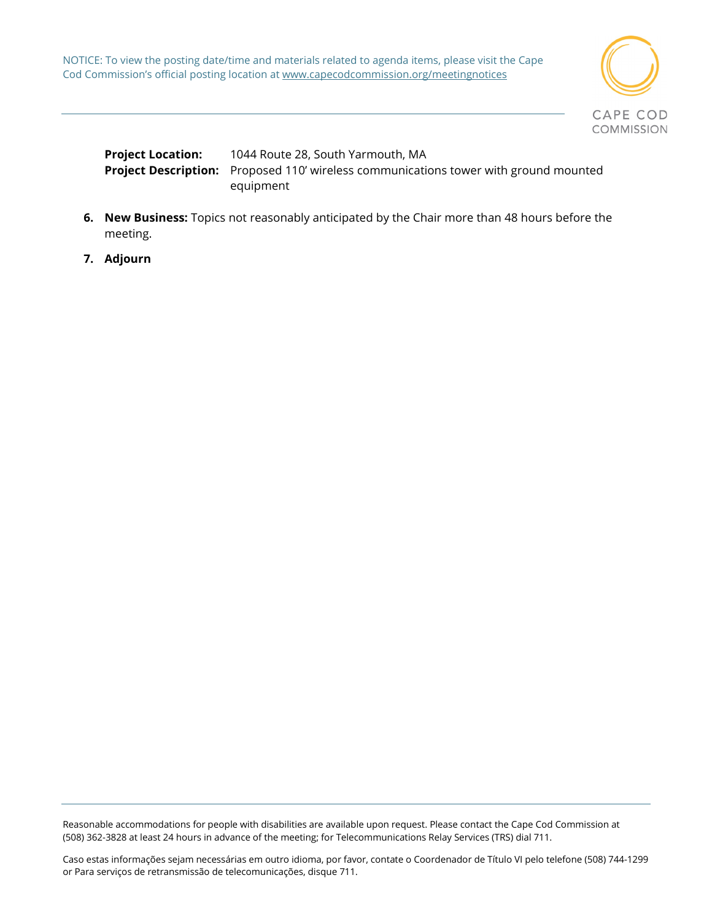NOTICE: To view the posting date/time and materials related to agenda items, please visit the Cape Cod Commission's official posting location at www.capecodcommission.org/meetingnotices

**Project Location:** 1044 Route 28, South Yarmouth, MA
**Project Description:** Proposed 110' wireless communications tower with ground mounted equipment

6. **New Business:** Topics not reasonably anticipated by the Chair more than 48 hours before the meeting.
7. **Adjourn**

Reasonable accommodations for people with disabilities are available upon request. Please contact the Cape Cod Commission at (508) 362-3828 at least 24 hours in advance of the meeting; for Telecommunications Relay Services (TRS) dial 711.

Caso estas informações sejam necessárias em outro idioma, por favor, contate o Coordenador de Título VI pelo telefone (508) 744-1299 or Para serviços de retransmissão de telecomunicações, disque 711.